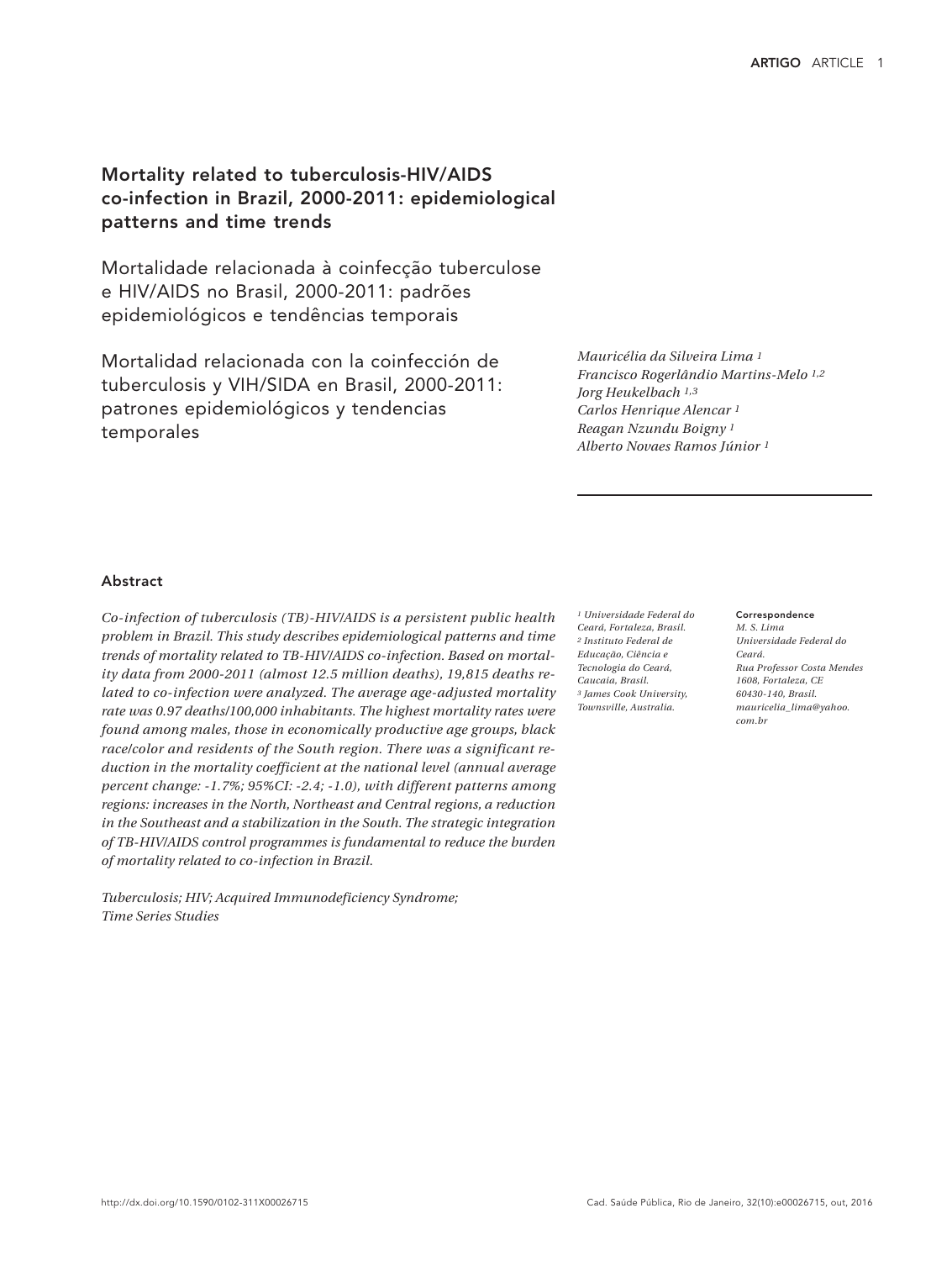# Mortality related to tuberculosis-HIV/AIDS co-infection in Brazil, 2000-2011: epidemiological patterns and time trends

## Mortalidade relacionada à coinfecção tuberculose e HIV/AIDS no Brasil, 2000-2011: padrões epidemiológicos e tendências temporais

## Mortalidad relacionada con la coinfección de tuberculosis y VIH/SIDA en Brasil, 2000-2011: patrones epidemiológicos y tendencias temporales

*Mauricélia da Silveira Lima* [1]
*Francisco Rogerlândio Martins-Melo* [1,2]
*Jorg Heukelbach* [1,3]
*Carlos Henrique Alencar* [1]
*Reagan Nzundu Boigny* [1]
*Alberto Novaes Ramos Júnior* [1]

### Abstract

*Co-infection of tuberculosis (TB)-HIV/AIDS is a persistent public health problem in Brazil. This study describes epidemiological patterns and time trends of mortality related to TB-HIV/AIDS co-infection. Based on mortality data from 2000-2011 (almost 12.5 million deaths), 19,815 deaths related to co-infection were analyzed. The average age-adjusted mortality rate was 0.97 deaths/100,000 inhabitants. The highest mortality rates were found among males, those in economically productive age groups, black race/color and residents of the South region. There was a significant reduction in the mortality coefficient at the national level (annual average percent change: -1.7%; 95%CI: -2.4; -1.0), with different patterns among regions: increases in the North, Northeast and Central regions, a reduction in the Southeast and a stabilization in the South. The strategic integration of TB-HIV/AIDS control programmes is fundamental to reduce the burden of mortality related to co-infection in Brazil.*

*Tuberculosis; HIV; Acquired Immunodeficiency Syndrome; Time Series Studies*

[1] *Universidade Federal do Ceará, Fortaleza, Brasil.*
[2] *Instituto Federal de Educação, Ciência e Tecnologia do Ceará, Caucaia, Brasil.*
[3] *James Cook University, Townsville, Australia.*

**Correspondence**
*M. S. Lima*
*Universidade Federal do Ceará.*
*Rua Professor Costa Mendes 1608, Fortaleza, CE 60430-140, Brasil.*
*mauricelia_lima@yahoo.com.br*

http://dx.doi.org/10.1590/0102-311X00026715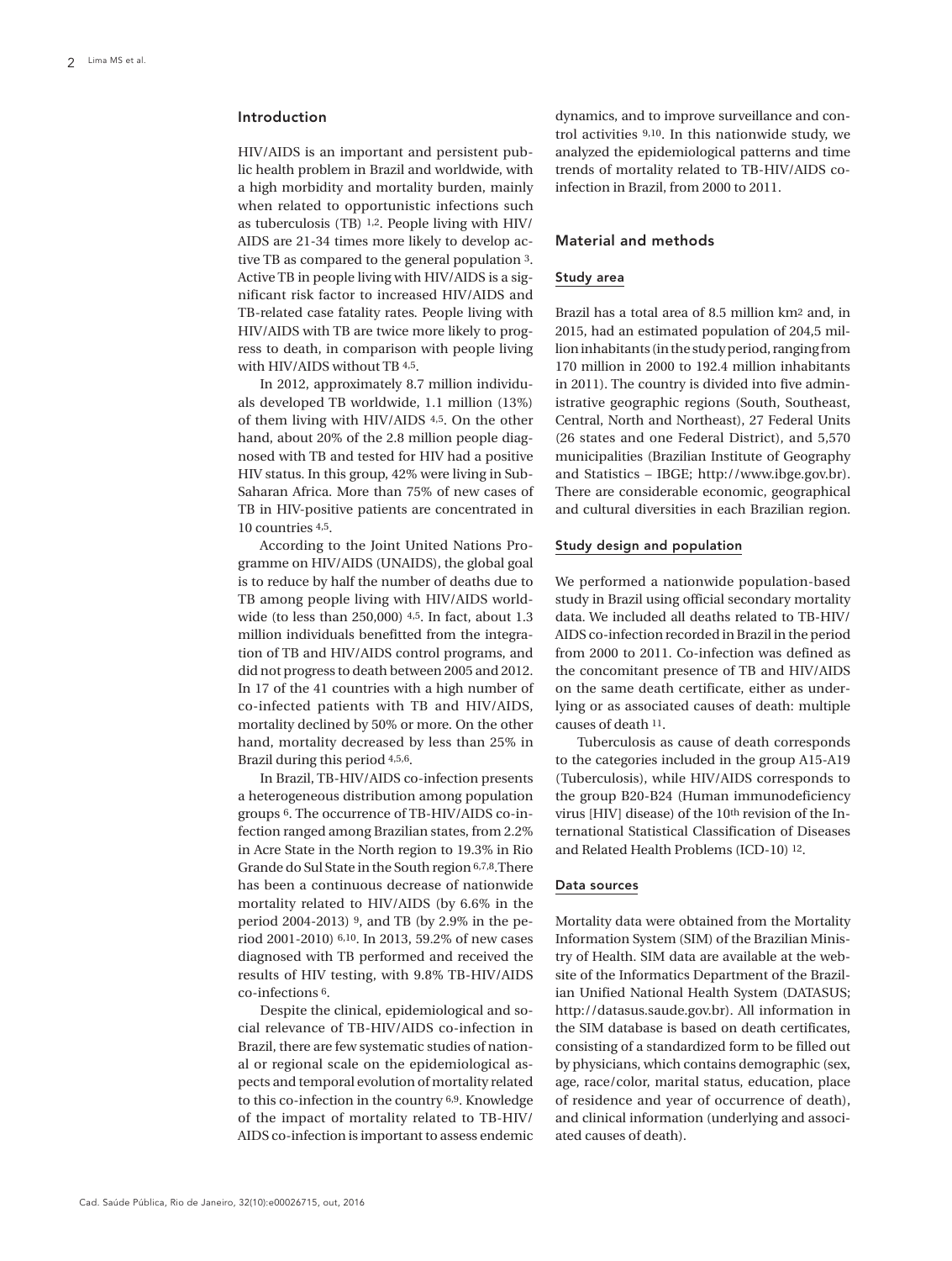## Introduction

HIV/AIDS is an important and persistent public health problem in Brazil and worldwide, with a high morbidity and mortality burden, mainly when related to opportunistic infections such as tuberculosis (TB) [1,2]. People living with HIV/AIDS are 21-34 times more likely to develop active TB as compared to the general population [3]. Active TB in people living with HIV/AIDS is a significant risk factor to increased HIV/AIDS and TB-related case fatality rates. People living with HIV/AIDS with TB are twice more likely to progress to death, in comparison with people living with HIV/AIDS without TB [4,5].

In 2012, approximately 8.7 million individuals developed TB worldwide, 1.1 million (13%) of them living with HIV/AIDS [4,5]. On the other hand, about 20% of the 2.8 million people diagnosed with TB and tested for HIV had a positive HIV status. In this group, 42% were living in Sub-Saharan Africa. More than 75% of new cases of TB in HIV-positive patients are concentrated in 10 countries [4,5].

According to the Joint United Nations Programme on HIV/AIDS (UNAIDS), the global goal is to reduce by half the number of deaths due to TB among people living with HIV/AIDS worldwide (to less than 250,000) [4,5]. In fact, about 1.3 million individuals benefitted from the integration of TB and HIV/AIDS control programs, and did not progress to death between 2005 and 2012. In 17 of the 41 countries with a high number of co-infected patients with TB and HIV/AIDS, mortality declined by 50% or more. On the other hand, mortality decreased by less than 25% in Brazil during this period [4,5,6].

In Brazil, TB-HIV/AIDS co-infection presents a heterogeneous distribution among population groups [6]. The occurrence of TB-HIV/AIDS co-infection ranged among Brazilian states, from 2.2% in Acre State in the North region to 19.3% in Rio Grande do Sul State in the South region [6,7,8]. There has been a continuous decrease of nationwide mortality related to HIV/AIDS (by 6.6% in the period 2004-2013) [9], and TB (by 2.9% in the period 2001-2010) [6,10]. In 2013, 59.2% of new cases diagnosed with TB performed and received the results of HIV testing, with 9.8% TB-HIV/AIDS co-infections [6].

Despite the clinical, epidemiological and social relevance of TB-HIV/AIDS co-infection in Brazil, there are few systematic studies of national or regional scale on the epidemiological aspects and temporal evolution of mortality related to this co-infection in the country [6,9]. Knowledge of the impact of mortality related to TB-HIV/AIDS co-infection is important to assess endemic dynamics, and to improve surveillance and control activities [9,10]. In this nationwide study, we analyzed the epidemiological patterns and time trends of mortality related to TB-HIV/AIDS co-infection in Brazil, from 2000 to 2011.

## Material and methods

### Study area

Brazil has a total area of 8.5 million km$^2$ and, in 2015, had an estimated population of 204,5 million inhabitants (in the study period, ranging from 170 million in 2000 to 192.4 million inhabitants in 2011). The country is divided into five administrative geographic regions (South, Southeast, Central, North and Northeast), 27 Federal Units (26 states and one Federal District), and 5,570 municipalities (Brazilian Institute of Geography and Statistics – IBGE; http://www.ibge.gov.br). There are considerable economic, geographical and cultural diversities in each Brazilian region.

### Study design and population

We performed a nationwide population-based study in Brazil using official secondary mortality data. We included all deaths related to TB-HIV/AIDS co-infection recorded in Brazil in the period from 2000 to 2011. Co-infection was defined as the concomitant presence of TB and HIV/AIDS on the same death certificate, either as underlying or as associated causes of death: multiple causes of death [11].

Tuberculosis as cause of death corresponds to the categories included in the group A15-A19 (Tuberculosis), while HIV/AIDS corresponds to the group B20-B24 (Human immunodeficiency virus [HIV] disease) of the 10th revision of the International Statistical Classification of Diseases and Related Health Problems (ICD-10) [12].

### Data sources

Mortality data were obtained from the Mortality Information System (SIM) of the Brazilian Ministry of Health. SIM data are available at the website of the Informatics Department of the Brazilian Unified National Health System (DATASUS; http://datasus.saude.gov.br). All information in the SIM database is based on death certificates, consisting of a standardized form to be filled out by physicians, which contains demographic (sex, age, race/color, marital status, education, place of residence and year of occurrence of death), and clinical information (underlying and associated causes of death).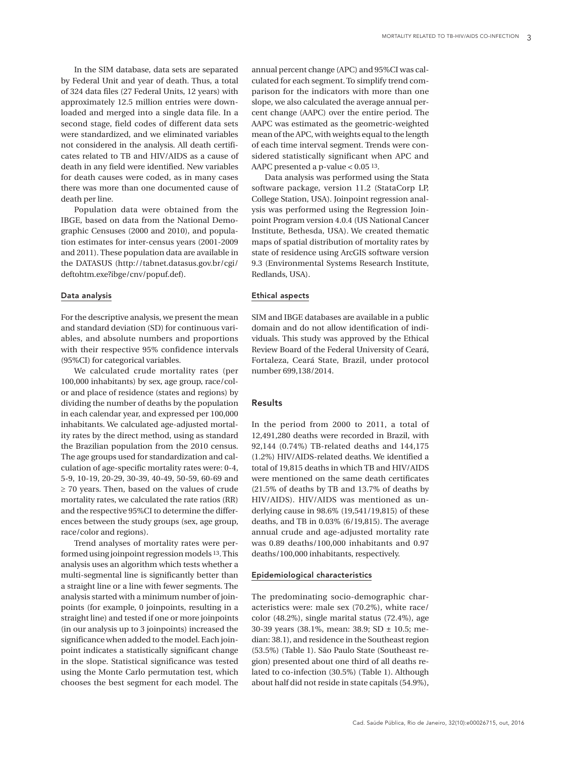In the SIM database, data sets are separated by Federal Unit and year of death. Thus, a total of 324 data files (27 Federal Units, 12 years) with approximately 12.5 million entries were downloaded and merged into a single data file. In a second stage, field codes of different data sets were standardized, and we eliminated variables not considered in the analysis. All death certificates related to TB and HIV/AIDS as a cause of death in any field were identified. New variables for death causes were coded, as in many cases there was more than one documented cause of death per line.

Population data were obtained from the IBGE, based on data from the National Demographic Censuses (2000 and 2010), and population estimates for inter-census years (2001-2009 and 2011). These population data are available in the DATASUS (http://tabnet.datasus.gov.br/cgi/deftohtm.exe?ibge/cnv/popuf.def).

### Data analysis

For the descriptive analysis, we present the mean and standard deviation (SD) for continuous variables, and absolute numbers and proportions with their respective 95% confidence intervals (95%CI) for categorical variables.

We calculated crude mortality rates (per 100,000 inhabitants) by sex, age group, race/color and place of residence (states and regions) by dividing the number of deaths by the population in each calendar year, and expressed per 100,000 inhabitants. We calculated age-adjusted mortality rates by the direct method, using as standard the Brazilian population from the 2010 census. The age groups used for standardization and calculation of age-specific mortality rates were: 0-4, 5-9, 10-19, 20-29, 30-39, 40-49, 50-59, 60-69 and $\geq$ 70 years. Then, based on the values of crude mortality rates, we calculated the rate ratios (RR) and the respective 95%CI to determine the differences between the study groups (sex, age group, race/color and regions).

Trend analyses of mortality rates were performed using joinpoint regression models [13]. This analysis uses an algorithm which tests whether a multi-segmental line is significantly better than a straight line or a line with fewer segments. The analysis started with a minimum number of joinpoints (for example, 0 joinpoints, resulting in a straight line) and tested if one or more joinpoints (in our analysis up to 3 joinpoints) increased the significance when added to the model. Each joinpoint indicates a statistically significant change in the slope. Statistical significance was tested using the Monte Carlo permutation test, which chooses the best segment for each model. The annual percent change (APC) and 95%CI was calculated for each segment. To simplify trend comparison for the indicators with more than one slope, we also calculated the average annual percent change (AAPC) over the entire period. The AAPC was estimated as the geometric-weighted mean of the APC, with weights equal to the length of each time interval segment. Trends were considered statistically significant when APC and AAPC presented a p-value $< 0.05$ [13].

Data analysis was performed using the Stata software package, version 11.2 (StataCorp LP, College Station, USA). Joinpoint regression analysis was performed using the Regression Joinpoint Program version 4.0.4 (US National Cancer Institute, Bethesda, USA). We created thematic maps of spatial distribution of mortality rates by state of residence using ArcGIS software version 9.3 (Environmental Systems Research Institute, Redlands, USA).

### Ethical aspects

SIM and IBGE databases are available in a public domain and do not allow identification of individuals. This study was approved by the Ethical Review Board of the Federal University of Ceará, Fortaleza, Ceará State, Brazil, under protocol number 699,138/2014.

## Results

In the period from 2000 to 2011, a total of 12,491,280 deaths were recorded in Brazil, with 92,144 (0.74%) TB-related deaths and 144,175 (1.2%) HIV/AIDS-related deaths. We identified a total of 19,815 deaths in which TB and HIV/AIDS were mentioned on the same death certificates (21.5% of deaths by TB and 13.7% of deaths by HIV/AIDS). HIV/AIDS was mentioned as underlying cause in 98.6% (19,541/19,815) of these deaths, and TB in 0.03% (6/19,815). The average annual crude and age-adjusted mortality rate was 0.89 deaths/100,000 inhabitants and 0.97 deaths/100,000 inhabitants, respectively.

### Epidemiological characteristics

The predominating socio-demographic characteristics were: male sex (70.2%), white race/color (48.2%), single marital status (72.4%), age 30-39 years (38.1%, mean: 38.9; SD ± 10.5; median: 38.1), and residence in the Southeast region (53.5%) (Table 1). São Paulo State (Southeast region) presented about one third of all deaths related to co-infection (30.5%) (Table 1). Although about half did not reside in state capitals (54.9%),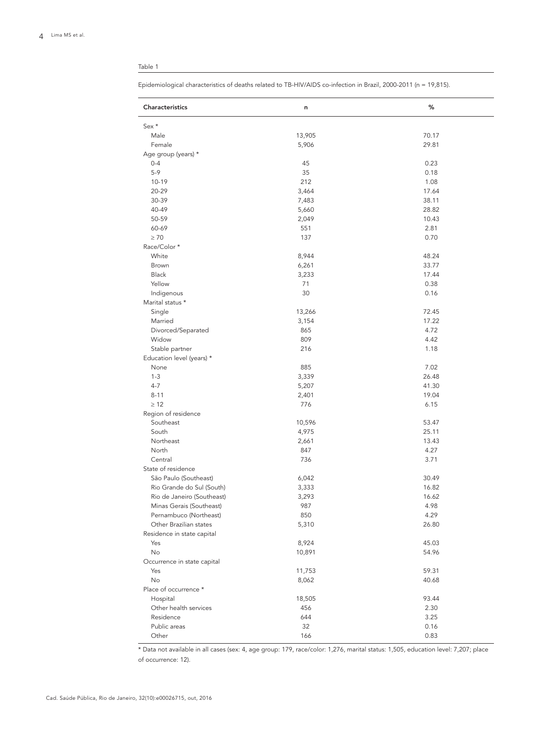Table 1

Epidemiological characteristics of deaths related to TB-HIV/AIDS co-infection in Brazil, 2000-2011 (n = 19,815).

| Characteristics | n | % |
|---|---|---|
| Sex * | | |
| Male | 13,905 | 70.17 |
| Female | 5,906 | 29.81 |
| Age group (years) * | | |
| 0-4 | 45 | 0.23 |
| 5-9 | 35 | 0.18 |
| 10-19 | 212 | 1.08 |
| 20-29 | 3,464 | 17.64 |
| 30-39 | 7,483 | 38.11 |
| 40-49 | 5,660 | 28.82 |
| 50-59 | 2,049 | 10.43 |
| 60-69 | 551 | 2.81 |
| ≥ 70 | 137 | 0.70 |
| Race/Color * | | |
| White | 8,944 | 48.24 |
| Brown | 6,261 | 33.77 |
| Black | 3,233 | 17.44 |
| Yellow | 71 | 0.38 |
| Indigenous | 30 | 0.16 |
| Marital status * | | |
| Single | 13,266 | 72.45 |
| Married | 3,154 | 17.22 |
| Divorced/Separated | 865 | 4.72 |
| Widow | 809 | 4.42 |
| Stable partner | 216 | 1.18 |
| Education level (years) * | | |
| None | 885 | 7.02 |
| 1-3 | 3,339 | 26.48 |
| 4-7 | 5,207 | 41.30 |
| 8-11 | 2,401 | 19.04 |
| ≥ 12 | 776 | 6.15 |
| Region of residence | | |
| Southeast | 10,596 | 53.47 |
| South | 4,975 | 25.11 |
| Northeast | 2,661 | 13.43 |
| North | 847 | 4.27 |
| Central | 736 | 3.71 |
| State of residence | | |
| São Paulo (Southeast) | 6,042 | 30.49 |
| Rio Grande do Sul (South) | 3,333 | 16.82 |
| Rio de Janeiro (Southeast) | 3,293 | 16.62 |
| Minas Gerais (Southeast) | 987 | 4.98 |
| Pernambuco (Northeast) | 850 | 4.29 |
| Other Brazilian states | 5,310 | 26.80 |
| Residence in state capital | | |
| Yes | 8,924 | 45.03 |
| No | 10,891 | 54.96 |
| Occurrence in state capital | | |
| Yes | 11,753 | 59.31 |
| No | 8,062 | 40.68 |
| Place of occurrence * | | |
| Hospital | 18,505 | 93.44 |
| Other health services | 456 | 2.30 |
| Residence | 644 | 3.25 |
| Public areas | 32 | 0.16 |
| Other | 166 | 0.83 |

* Data not available in all cases (sex: 4, age group: 179, race/color: 1,276, marital status: 1,505, education level: 7,207; place of occurrence: 12).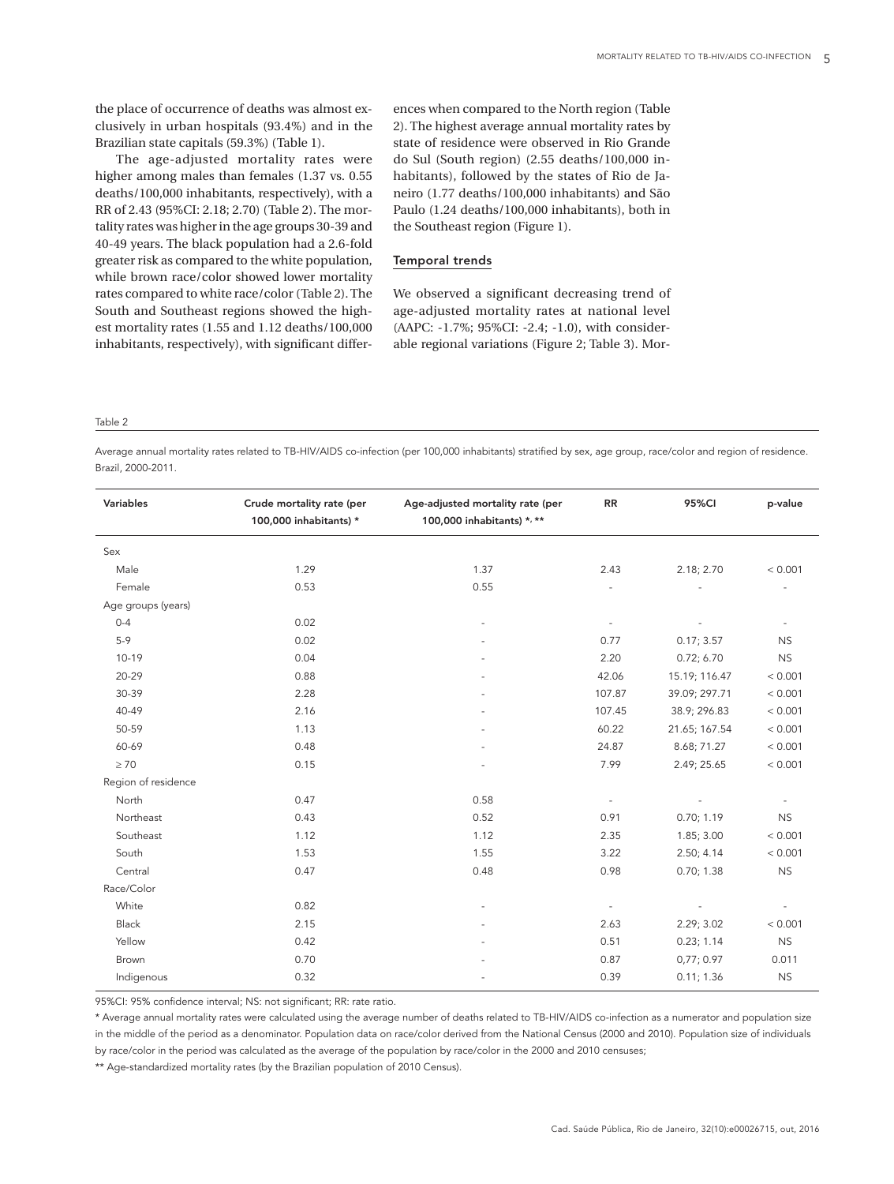the place of occurrence of deaths was almost exclusively in urban hospitals (93.4%) and in the Brazilian state capitals (59.3%) (Table 1).

The age-adjusted mortality rates were higher among males than females (1.37 vs. 0.55 deaths/100,000 inhabitants, respectively), with a RR of 2.43 (95%CI: 2.18; 2.70) (Table 2). The mortality rates was higher in the age groups 30-39 and 40-49 years. The black population had a 2.6-fold greater risk as compared to the white population, while brown race/color showed lower mortality rates compared to white race/color (Table 2). The South and Southeast regions showed the highest mortality rates (1.55 and 1.12 deaths/100,000 inhabitants, respectively), with significant differences when compared to the North region (Table 2). The highest average annual mortality rates by state of residence were observed in Rio Grande do Sul (South region) (2.55 deaths/100,000 inhabitants), followed by the states of Rio de Janeiro (1.77 deaths/100,000 inhabitants) and São Paulo (1.24 deaths/100,000 inhabitants), both in the Southeast region (Figure 1).

## Temporal trends

We observed a significant decreasing trend of age-adjusted mortality rates at national level (AAPC: -1.7%; 95%CI: -2.4; -1.0), with considerable regional variations (Figure 2; Table 3). Mor-

Table 2

Average annual mortality rates related to TB-HIV/AIDS co-infection (per 100,000 inhabitants) stratified by sex, age group, race/color and region of residence. Brazil, 2000-2011.

| Variables | Crude mortality rate (per 100,000 inhabitants) * | Age-adjusted mortality rate (per 100,000 inhabitants) *, ** | RR | 95%CI | p-value |
|---|---|---|---|---|---|
| Sex | | | | | |
| Male | 1.29 | 1.37 | 2.43 | 2.18; 2.70 | < 0.001 |
| Female | 0.53 | 0.55 | - | - | - |
| Age groups (years) | | | | | |
| 0-4 | 0.02 | - | - | - | - |
| 5-9 | 0.02 | - | 0.77 | 0.17; 3.57 | NS |
| 10-19 | 0.04 | - | 2.20 | 0.72; 6.70 | NS |
| 20-29 | 0.88 | - | 42.06 | 15.19; 116.47 | < 0.001 |
| 30-39 | 2.28 | - | 107.87 | 39.09; 297.71 | < 0.001 |
| 40-49 | 2.16 | - | 107.45 | 38.9; 296.83 | < 0.001 |
| 50-59 | 1.13 | - | 60.22 | 21.65; 167.54 | < 0.001 |
| 60-69 | 0.48 | - | 24.87 | 8.68; 71.27 | < 0.001 |
| ≥ 70 | 0.15 | - | 7.99 | 2.49; 25.65 | < 0.001 |
| Region of residence | | | | | |
| North | 0.47 | 0.58 | - | - | - |
| Northeast | 0.43 | 0.52 | 0.91 | 0.70; 1.19 | NS |
| Southeast | 1.12 | 1.12 | 2.35 | 1.85; 3.00 | < 0.001 |
| South | 1.53 | 1.55 | 3.22 | 2.50; 4.14 | < 0.001 |
| Central | 0.47 | 0.48 | 0.98 | 0.70; 1.38 | NS |
| Race/Color | | | | | |
| White | 0.82 | - | - | - | - |
| Black | 2.15 | - | 2.63 | 2.29; 3.02 | < 0.001 |
| Yellow | 0.42 | - | 0.51 | 0.23; 1.14 | NS |
| Brown | 0.70 | - | 0.87 | 0,77; 0.97 | 0.011 |
| Indigenous | 0.32 | - | 0.39 | 0.11; 1.36 | NS |

95%CI: 95% confidence interval; NS: not significant; RR: rate ratio.

* Average annual mortality rates were calculated using the average number of deaths related to TB-HIV/AIDS co-infection as a numerator and population size in the middle of the period as a denominator. Population data on race/color derived from the National Census (2000 and 2010). Population size of individuals by race/color in the period was calculated as the average of the population by race/color in the 2000 and 2010 censuses;

** Age-standardized mortality rates (by the Brazilian population of 2010 Census).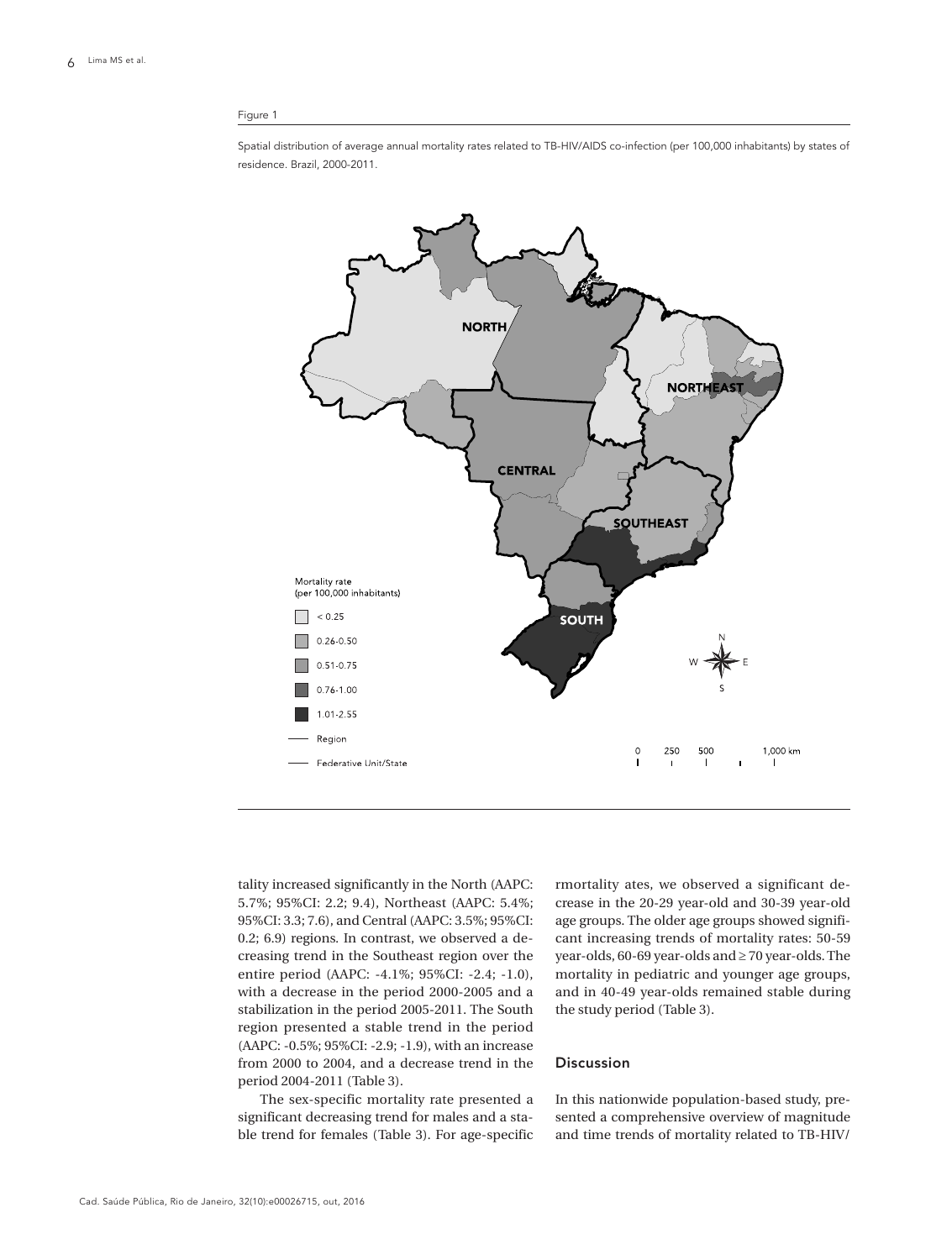Figure 1

Spatial distribution of average annual mortality rates related to TB-HIV/AIDS co-infection (per 100,000 inhabitants) by states of residence. Brazil, 2000-2011.

tality increased significantly in the North (AAPC: 5.7%; 95%CI: 2.2; 9.4), Northeast (AAPC: 5.4%; 95%CI: 3.3; 7.6), and Central (AAPC: 3.5%; 95%CI: 0.2; 6.9) regions. In contrast, we observed a decreasing trend in the Southeast region over the entire period (AAPC: -4.1%; 95%CI: -2.4; -1.0), with a decrease in the period 2000-2005 and a stabilization in the period 2005-2011. The South region presented a stable trend in the period (AAPC: -0.5%; 95%CI: -2.9; -1.9), with an increase from 2000 to 2004, and a decrease trend in the period 2004-2011 (Table 3).

The sex-specific mortality rate presented a significant decreasing trend for males and a stable trend for females (Table 3). For age-specific rmortality ates, we observed a significant decrease in the 20-29 year-old and 30-39 year-old age groups. The older age groups showed significant increasing trends of mortality rates: 50-59 year-olds, 60-69 year-olds and ≥ 70 year-olds. The mortality in pediatric and younger age groups, and in 40-49 year-olds remained stable during the study period (Table 3).

## Discussion

In this nationwide population-based study, presented a comprehensive overview of magnitude and time trends of mortality related to TB-HIV/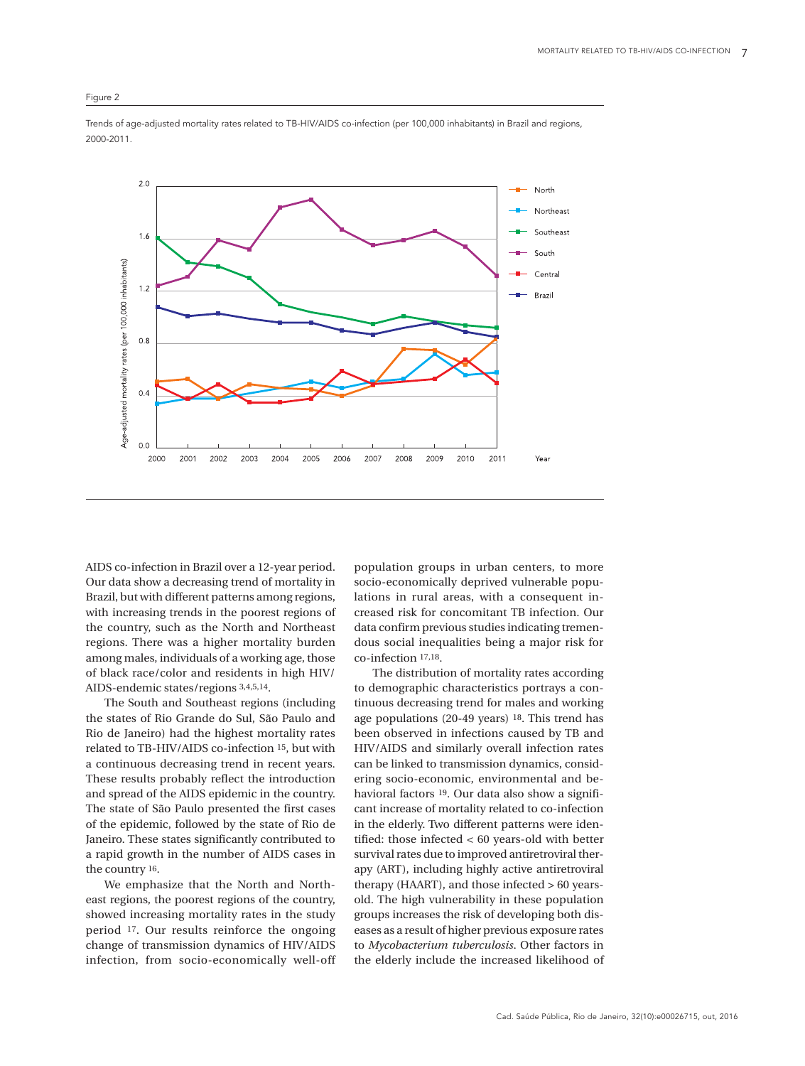Figure 2

Trends of age-adjusted mortality rates related to TB-HIV/AIDS co-infection (per 100,000 inhabitants) in Brazil and regions, 2000-2011.

AIDS co-infection in Brazil over a 12-year period. Our data show a decreasing trend of mortality in Brazil, but with different patterns among regions, with increasing trends in the poorest regions of the country, such as the North and Northeast regions. There was a higher mortality burden among males, individuals of a working age, those of black race/color and residents in high HIV/AIDS-endemic states/regions [3,4,5,14].

The South and Southeast regions (including the states of Rio Grande do Sul, São Paulo and Rio de Janeiro) had the highest mortality rates related to TB-HIV/AIDS co-infection [15], but with a continuous decreasing trend in recent years. These results probably reflect the introduction and spread of the AIDS epidemic in the country. The state of São Paulo presented the first cases of the epidemic, followed by the state of Rio de Janeiro. These states significantly contributed to a rapid growth in the number of AIDS cases in the country [16].

We emphasize that the North and Northeast regions, the poorest regions of the country, showed increasing mortality rates in the study period [17]. Our results reinforce the ongoing change of transmission dynamics of HIV/AIDS infection, from socio-economically well-off population groups in urban centers, to more socio-economically deprived vulnerable populations in rural areas, with a consequent increased risk for concomitant TB infection. Our data confirm previous studies indicating tremendous social inequalities being a major risk for co-infection [17,18].

The distribution of mortality rates according to demographic characteristics portrays a continuous decreasing trend for males and working age populations (20-49 years) [18]. This trend has been observed in infections caused by TB and HIV/AIDS and similarly overall infection rates can be linked to transmission dynamics, considering socio-economic, environmental and behavioral factors [19]. Our data also show a significant increase of mortality related to co-infection in the elderly. Two different patterns were identified: those infected < 60 years-old with better survival rates due to improved antiretroviral therapy (ART), including highly active antiretroviral therapy (HAART), and those infected > 60 years-old. The high vulnerability in these population groups increases the risk of developing both diseases as a result of higher previous exposure rates to *Mycobacterium tuberculosis*. Other factors in the elderly include the increased likelihood of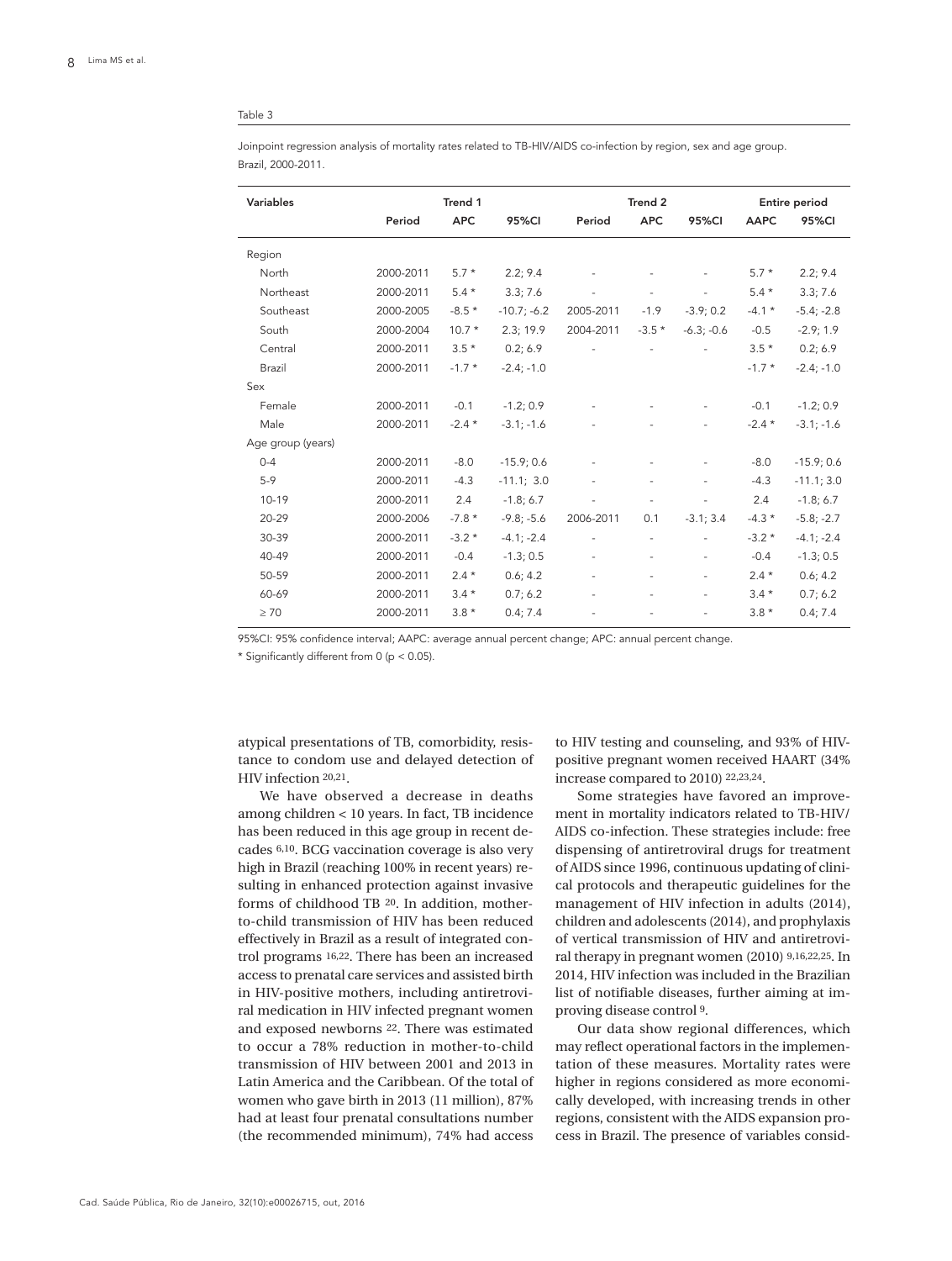Table 3

Joinpoint regression analysis of mortality rates related to TB-HIV/AIDS co-infection by region, sex and age group. Brazil, 2000-2011.

| Variables | Trend 1 | | | Trend 2 | | | Entire period | |
|---|---|---|---|---|---|---|---|---|
| | Period | APC | 95%CI | Period | APC | 95%CI | AAPC | 95%CI |
| Region | | | | | | | | |
| North | 2000-2011 | 5.7 * | 2.2; 9.4 | - | - | - | 5.7 * | 2.2; 9.4 |
| Northeast | 2000-2011 | 5.4 * | 3.3; 7.6 | - | - | - | 5.4 * | 3.3; 7.6 |
| Southeast | 2000-2005 | -8.5 * | -10.7; -6.2 | 2005-2011 | -1.9 | -3.9; 0.2 | -4.1 * | -5.4; -2.8 |
| South | 2000-2004 | 10.7 * | 2.3; 19.9 | 2004-2011 | -3.5 * | -6.3; -0.6 | -0.5 | -2.9; 1.9 |
| Central | 2000-2011 | 3.5 * | 0.2; 6.9 | - | - | - | 3.5 * | 0.2; 6.9 |
| Brazil | 2000-2011 | -1.7 * | -2.4; -1.0 | | | | -1.7 * | -2.4; -1.0 |
| Sex | | | | | | | | |
| Female | 2000-2011 | -0.1 | -1.2; 0.9 | - | - | - | -0.1 | -1.2; 0.9 |
| Male | 2000-2011 | -2.4 * | -3.1; -1.6 | - | - | - | -2.4 * | -3.1; -1.6 |
| Age group (years) | | | | | | | | |
| 0-4 | 2000-2011 | -8.0 | -15.9; 0.6 | - | - | - | -8.0 | -15.9; 0.6 |
| 5-9 | 2000-2011 | -4.3 | -11.1; 3.0 | - | - | - | -4.3 | -11.1; 3.0 |
| 10-19 | 2000-2011 | 2.4 | -1.8; 6.7 | - | - | - | 2.4 | -1.8; 6.7 |
| 20-29 | 2000-2006 | -7.8 * | -9.8; -5.6 | 2006-2011 | 0.1 | -3.1; 3.4 | -4.3 * | -5.8; -2.7 |
| 30-39 | 2000-2011 | -3.2 * | -4.1; -2.4 | - | - | - | -3.2 * | -4.1; -2.4 |
| 40-49 | 2000-2011 | -0.4 | -1.3; 0.5 | - | - | - | -0.4 | -1.3; 0.5 |
| 50-59 | 2000-2011 | 2.4 * | 0.6; 4.2 | - | - | - | 2.4 * | 0.6; 4.2 |
| 60-69 | 2000-2011 | 3.4 * | 0.7; 6.2 | - | - | - | 3.4 * | 0.7; 6.2 |
| ≥ 70 | 2000-2011 | 3.8 * | 0.4; 7.4 | - | - | - | 3.8 * | 0.4; 7.4 |

95%CI: 95% confidence interval; AAPC: average annual percent change; APC: annual percent change.

* Significantly different from 0 ($p < 0.05$).

atypical presentations of TB, comorbidity, resistance to condom use and delayed detection of HIV infection [20,21].

We have observed a decrease in deaths among children < 10 years. In fact, TB incidence has been reduced in this age group in recent decades [6,10]. BCG vaccination coverage is also very high in Brazil (reaching 100% in recent years) resulting in enhanced protection against invasive forms of childhood TB [20]. In addition, mother-to-child transmission of HIV has been reduced effectively in Brazil as a result of integrated control programs [16,22]. There has been an increased access to prenatal care services and assisted birth in HIV-positive mothers, including antiretroviral medication in HIV infected pregnant women and exposed newborns [22]. There was estimated to occur a 78% reduction in mother-to-child transmission of HIV between 2001 and 2013 in Latin America and the Caribbean. Of the total of women who gave birth in 2013 (11 million), 87% had at least four prenatal consultations number (the recommended minimum), 74% had access to HIV testing and counseling, and 93% of HIV-positive pregnant women received HAART (34% increase compared to 2010) [22,23,24].

Some strategies have favored an improvement in mortality indicators related to TB-HIV/AIDS co-infection. These strategies include: free dispensing of antiretroviral drugs for treatment of AIDS since 1996, continuous updating of clinical protocols and therapeutic guidelines for the management of HIV infection in adults (2014), children and adolescents (2014), and prophylaxis of vertical transmission of HIV and antiretroviral therapy in pregnant women (2010) [9,16,22,25]. In 2014, HIV infection was included in the Brazilian list of notifiable diseases, further aiming at improving disease control [9].

Our data show regional differences, which may reflect operational factors in the implementation of these measures. Mortality rates were higher in regions considered as more economically developed, with increasing trends in other regions, consistent with the AIDS expansion process in Brazil. The presence of variables consid-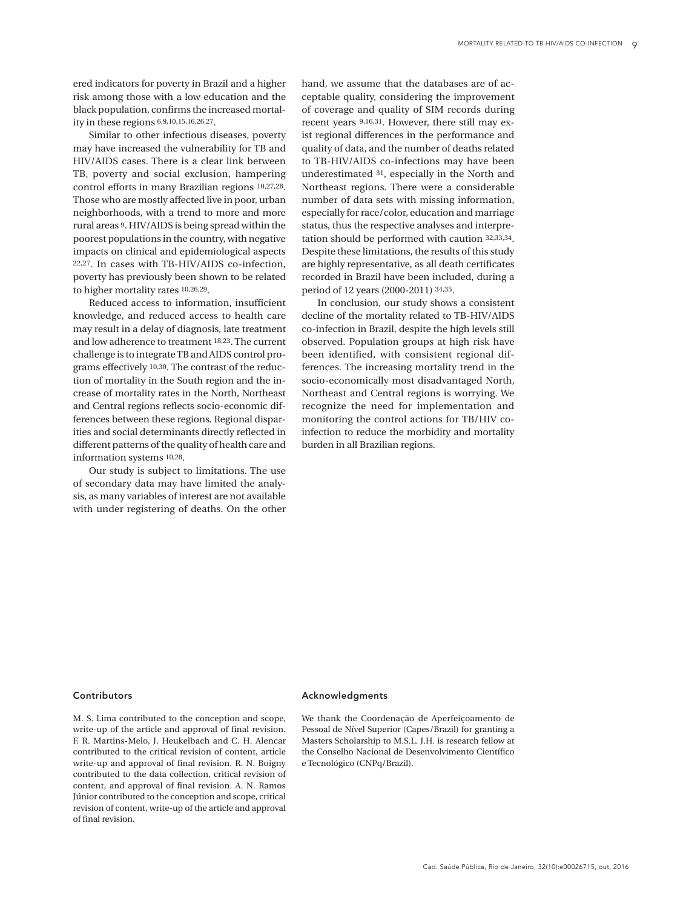ered indicators for poverty in Brazil and a higher risk among those with a low education and the black population, confirms the increased mortality in these regions [6,9,10,15,16,26,27].

Similar to other infectious diseases, poverty may have increased the vulnerability for TB and HIV/AIDS cases. There is a clear link between TB, poverty and social exclusion, hampering control efforts in many Brazilian regions [10,27,28]. Those who are mostly affected live in poor, urban neighborhoods, with a trend to more and more rural areas [9]. HIV/AIDS is being spread within the poorest populations in the country, with negative impacts on clinical and epidemiological aspects [22,27]. In cases with TB-HIV/AIDS co-infection, poverty has previously been shown to be related to higher mortality rates [10,26,29].

Reduced access to information, insufficient knowledge, and reduced access to health care may result in a delay of diagnosis, late treatment and low adherence to treatment [18,23]. The current challenge is to integrate TB and AIDS control programs effectively [10,30]. The contrast of the reduction of mortality in the South region and the increase of mortality rates in the North, Northeast and Central regions reflects socio-economic differences between these regions. Regional disparities and social determinants directly reflected in different patterns of the quality of health care and information systems [10,28].

Our study is subject to limitations. The use of secondary data may have limited the analysis, as many variables of interest are not available with under registering of deaths. On the other hand, we assume that the databases are of acceptable quality, considering the improvement of coverage and quality of SIM records during recent years [9,16,31]. However, there still may exist regional differences in the performance and quality of data, and the number of deaths related to TB-HIV/AIDS co-infections may have been underestimated [31], especially in the North and Northeast regions. There were a considerable number of data sets with missing information, especially for race/color, education and marriage status, thus the respective analyses and interpretation should be performed with caution [32,33,34]. Despite these limitations, the results of this study are highly representative, as all death certificates recorded in Brazil have been included, during a period of 12 years (2000-2011) [34,35].

In conclusion, our study shows a consistent decline of the mortality related to TB-HIV/AIDS co-infection in Brazil, despite the high levels still observed. Population groups at high risk have been identified, with consistent regional differences. The increasing mortality trend in the socio-economically most disadvantaged North, Northeast and Central regions is worrying. We recognize the need for implementation and monitoring the control actions for TB/HIV co-infection to reduce the morbidity and mortality burden in all Brazilian regions.

## Contributors

M. S. Lima contributed to the conception and scope, write-up of the article and approval of final revision. F. R. Martins-Melo, J. Heukelbach and C. H. Alencar contributed to the critical revision of content, article write-up and approval of final revision. R. N. Boigny contributed to the data collection, critical revision of content, and approval of final revision. A. N. Ramos Júnior contributed to the conception and scope, critical revision of content, write-up of the article and approval of final revision.

## Acknowledgments

We thank the Coordenação de Aperfeiçoamento de Pessoal de Nível Superior (Capes/Brazil) for granting a Masters Scholarship to M.S.L. J.H. is research fellow at the Conselho Nacional de Desenvolvimento Científico e Tecnológico (CNPq/Brazil).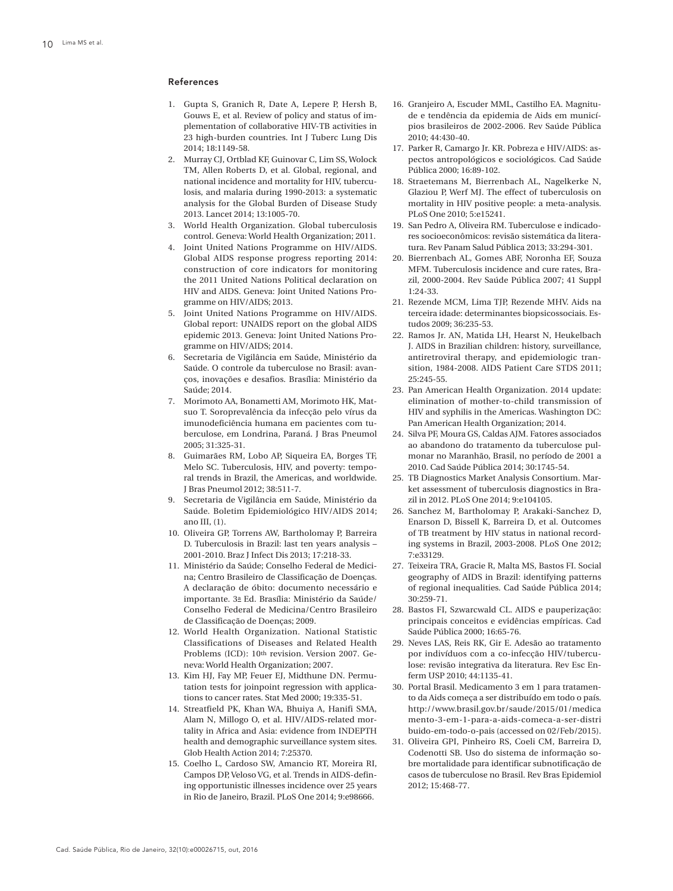## References

1. Gupta S, Granich R, Date A, Lepere P, Hersh B, Gouws E, et al. Review of policy and status of implementation of collaborative HIV-TB activities in 23 high-burden countries. Int J Tuberc Lung Dis 2014; 18:1149-58.
2. Murray CJ, Ortblad KF, Guinovar C, Lim SS, Wolock TM, Allen Roberts D, et al. Global, regional, and national incidence and mortality for HIV, tuberculosis, and malaria during 1990-2013: a systematic analysis for the Global Burden of Disease Study 2013. Lancet 2014; 13:1005-70.
3. World Health Organization. Global tuberculosis control. Geneva: World Health Organization; 2011.
4. Joint United Nations Programme on HIV/AIDS. Global AIDS response progress reporting 2014: construction of core indicators for monitoring the 2011 United Nations Political declaration on HIV and AIDS. Geneva: Joint United Nations Programme on HIV/AIDS; 2013.
5. Joint United Nations Programme on HIV/AIDS. Global report: UNAIDS report on the global AIDS epidemic 2013. Geneva: Joint United Nations Programme on HIV/AIDS; 2014.
6. Secretaria de Vigilância em Saúde, Ministério da Saúde. O controle da tuberculose no Brasil: avanços, inovações e desafios. Brasília: Ministério da Saúde; 2014.
7. Morimoto AA, Bonametti AM, Morimoto HK, Matsuo T. Soroprevalência da infecção pelo vírus da imunodeficiência humana em pacientes com tuberculose, em Londrina, Paraná. J Bras Pneumol 2005; 31:325-31.
8. Guimarães RM, Lobo AP, Siqueira EA, Borges TF, Melo SC. Tuberculosis, HIV, and poverty: temporal trends in Brazil, the Americas, and worldwide. J Bras Pneumol 2012; 38:511-7.
9. Secretaria de Vigilância em Saúde, Ministério da Saúde. Boletim Epidemiológico HIV/AIDS 2014; ano III, (1).
10. Oliveira GP, Torrens AW, Bartholomay P, Barreira D. Tuberculosis in Brazil: last ten years analysis – 2001-2010. Braz J Infect Dis 2013; 17:218-33.
11. Ministério da Saúde; Conselho Federal de Medicina; Centro Brasileiro de Classificação de Doenças. A declaração de óbito: documento necessário e importante. 3ª Ed. Brasília: Ministério da Saúde/Conselho Federal de Medicina/Centro Brasileiro de Classificação de Doenças; 2009.
12. World Health Organization. National Statistic Classifications of Diseases and Related Health Problems (ICD): 10th revision. Version 2007. Geneva: World Health Organization; 2007.
13. Kim HJ, Fay MP, Feuer EJ, Midthune DN. Permutation tests for joinpoint regression with applications to cancer rates. Stat Med 2000; 19:335-51.
14. Streatfield PK, Khan WA, Bhuiya A, Hanifi SMA, Alam N, Millogo O, et al. HIV/AIDS-related mortality in Africa and Asia: evidence from INDEPTH health and demographic surveillance system sites. Glob Health Action 2014; 7:25370.
15. Coelho L, Cardoso SW, Amancio RT, Moreira RI, Campos DP, Veloso VG, et al. Trends in AIDS-defining opportunistic illnesses incidence over 25 years in Rio de Janeiro, Brazil. PLoS One 2014; 9:e98666.
16. Granjeiro A, Escuder MML, Castilho EA. Magnitude e tendência da epidemia de Aids em municípios brasileiros de 2002-2006. Rev Saúde Pública 2010; 44:430-40.
17. Parker R, Camargo Jr. KR. Pobreza e HIV/AIDS: aspectos antropológicos e sociológicos. Cad Saúde Pública 2000; 16:89-102.
18. Straetemans M, Bierrenbach AL, Nagelkerke N, Glaziou P, Werf MJ. The effect of tuberculosis on mortality in HIV positive people: a meta-analysis. PLoS One 2010; 5:e15241.
19. San Pedro A, Oliveira RM. Tuberculose e indicadores socioeconômicos: revisão sistemática da literatura. Rev Panam Salud Pública 2013; 33:294-301.
20. Bierrenbach AL, Gomes ABF, Noronha EF, Souza MFM. Tuberculosis incidence and cure rates, Brazil, 2000-2004. Rev Saúde Pública 2007; 41 Suppl 1:24-33.
21. Rezende MCM, Lima TJP, Rezende MHV. Aids na terceira idade: determinantes biopsicossociais. Estudos 2009; 36:235-53.
22. Ramos Jr. AN, Matida LH, Hearst N, Heukelbach J. AIDS in Brazilian children: history, surveillance, antiretroviral therapy, and epidemiologic transition, 1984-2008. AIDS Patient Care STDS 2011; 25:245-55.
23. Pan American Health Organization. 2014 update: elimination of mother-to-child transmission of HIV and syphilis in the Americas. Washington DC: Pan American Health Organization; 2014.
24. Silva PF, Moura GS, Caldas AJM. Fatores associados ao abandono do tratamento da tuberculose pulmonar no Maranhão, Brasil, no período de 2001 a 2010. Cad Saúde Pública 2014; 30:1745-54.
25. TB Diagnostics Market Analysis Consortium. Market assessment of tuberculosis diagnostics in Brazil in 2012. PLoS One 2014; 9:e104105.
26. Sanchez M, Bartholomay P, Arakaki-Sanchez D, Enarson D, Bissell K, Barreira D, et al. Outcomes of TB treatment by HIV status in national recording systems in Brazil, 2003-2008. PLoS One 2012; 7:e33129.
27. Teixeira TRA, Gracie R, Malta MS, Bastos FI. Social geography of AIDS in Brazil: identifying patterns of regional inequalities. Cad Saúde Pública 2014; 30:259-71.
28. Bastos FI, Szwarcwald CL. AIDS e pauperização: principais conceitos e evidências empíricas. Cad Saúde Pública 2000; 16:65-76.
29. Neves LAS, Reis RK, Gir E. Adesão ao tratamento por indivíduos com a co-infecção HIV/tuberculose: revisão integrativa da literatura. Rev Esc Enferm USP 2010; 44:1135-41.
30. Portal Brasil. Medicamento 3 em 1 para tratamento da Aids começa a ser distribuído em todo o país. http://www.brasil.gov.br/saude/2015/01/medicamento-3-em-1-para-a-aids-comeca-a-ser-distribuido-em-todo-o-pais (accessed on 02/Feb/2015).
31. Oliveira GPI, Pinheiro RS, Coeli CM, Barreira D, Codenotti SB. Uso do sistema de informação sobre mortalidade para identificar subnotificação de casos de tuberculose no Brasil. Rev Bras Epidemiol 2012; 15:468-77.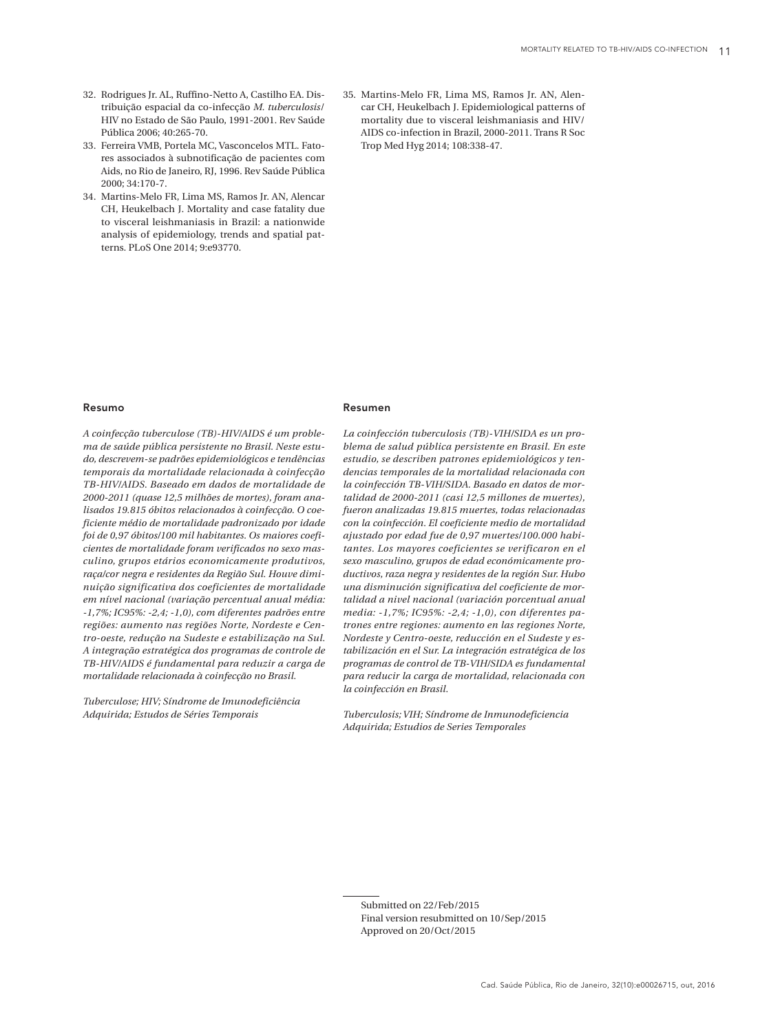32. Rodrigues Jr. AL, Ruffino-Netto A, Castilho EA. Distribuição espacial da co-infecção *M. tuberculosis*/HIV no Estado de São Paulo, 1991-2001. Rev Saúde Pública 2006; 40:265-70.
33. Ferreira VMB, Portela MC, Vasconcelos MTL. Fatores associados à subnotificação de pacientes com Aids, no Rio de Janeiro, RJ, 1996. Rev Saúde Pública 2000; 34:170-7.
34. Martins-Melo FR, Lima MS, Ramos Jr. AN, Alencar CH, Heukelbach J. Mortality and case fatality due to visceral leishmaniasis in Brazil: a nationwide analysis of epidemiology, trends and spatial patterns. PLoS One 2014; 9:e93770.
35. Martins-Melo FR, Lima MS, Ramos Jr. AN, Alencar CH, Heukelbach J. Epidemiological patterns of mortality due to visceral leishmaniasis and HIV/AIDS co-infection in Brazil, 2000-2011. Trans R Soc Trop Med Hyg 2014; 108:338-47.

## Resumo

*A coinfecção tuberculose (TB)-HIV/AIDS é um problema de saúde pública persistente no Brasil. Neste estudo, descrevem-se padrões epidemiológicos e tendências temporais da mortalidade relacionada à coinfecção TB-HIV/AIDS. Baseado em dados de mortalidade de 2000-2011 (quase 12,5 milhões de mortes), foram analisados 19.815 óbitos relacionados à coinfecção. O coeficiente médio de mortalidade padronizado por idade foi de 0,97 óbitos/100 mil habitantes. Os maiores coeficientes de mortalidade foram verificados no sexo masculino, grupos etários economicamente produtivos, raça/cor negra e residentes da Região Sul. Houve diminuição significativa dos coeficientes de mortalidade em nível nacional (variação percentual anual média: -1,7%; IC95%: -2,4; -1,0), com diferentes padrões entre regiões: aumento nas regiões Norte, Nordeste e Centro-oeste, redução na Sudeste e estabilização na Sul. A integração estratégica dos programas de controle de TB-HIV/AIDS é fundamental para reduzir a carga de mortalidade relacionada à coinfecção no Brasil.*

*Tuberculose; HIV; Síndrome de Imunodeficiência Adquirida; Estudos de Séries Temporais*

## Resumen

*La coinfección tuberculosis (TB)-VIH/SIDA es un problema de salud pública persistente en Brasil. En este estudio, se describen patrones epidemiológicos y tendencias temporales de la mortalidad relacionada con la coinfección TB-VIH/SIDA. Basado en datos de mortalidad de 2000-2011 (casi 12,5 millones de muertes), fueron analizadas 19.815 muertes, todas relacionadas con la coinfección. El coeficiente medio de mortalidad ajustado por edad fue de 0,97 muertes/100.000 habitantes. Los mayores coeficientes se verificaron en el sexo masculino, grupos de edad económicamente productivos, raza negra y residentes de la región Sur. Hubo una disminución significativa del coeficiente de mortalidad a nivel nacional (variación porcentual anual media: -1,7%; IC95%: -2,4; -1,0), con diferentes patrones entre regiones: aumento en las regiones Norte, Nordeste y Centro-oeste, reducción en el Sudeste y estabilización en el Sur. La integración estratégica de los programas de control de TB-VIH/SIDA es fundamental para reducir la carga de mortalidad, relacionada con la coinfección en Brasil.*

*Tuberculosis; VIH; Síndrome de Inmunodeficiencia Adquirida; Estudios de Series Temporales*

Submitted on 22/Feb/2015
Final version resubmitted on 10/Sep/2015
Approved on 20/Oct/2015